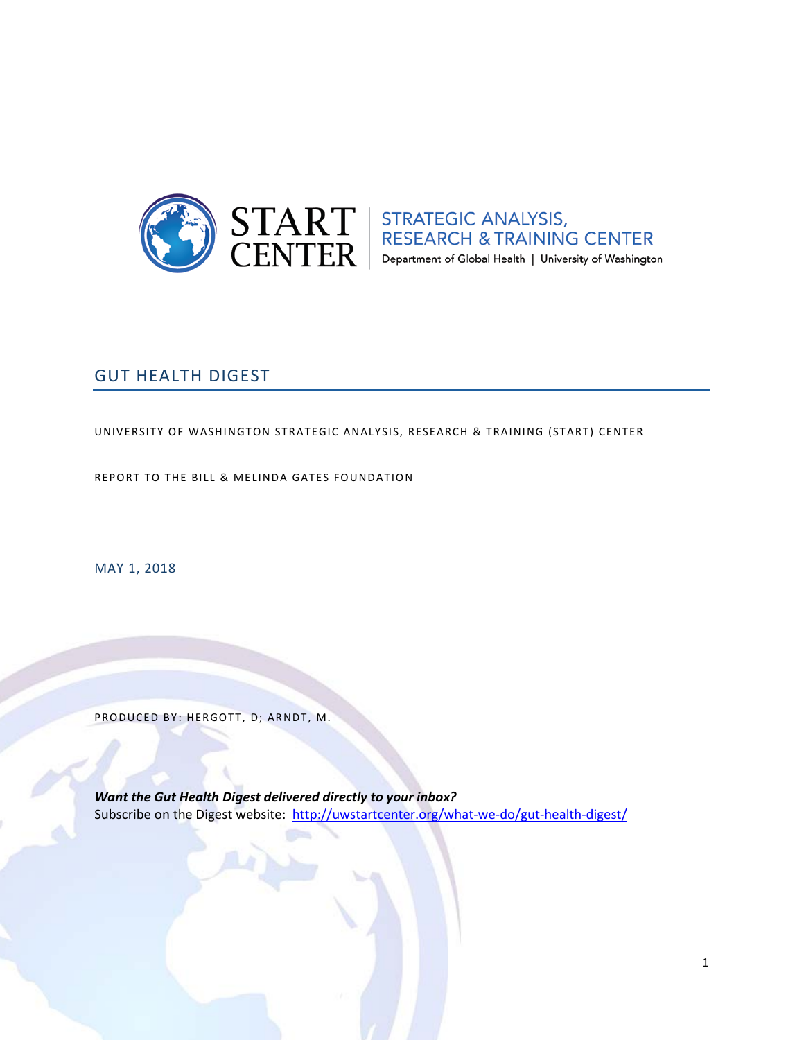START CENTER | STRATEGIC ANALYSIS, RESEARCH & TRAINING CENTER

Department of Global Health | University of Washington

# GUT HEALTH DIGEST

UNIVERSITY OF WASHINGTON STRATEGIC ANALYSIS, RESEARCH & TRAINING (START) CENTER

REPORT TO THE BILL & MELINDA GATES FOUNDATION

MAY 1, 2018

PRODUCED BY: HERGOTT, D; ARNDT, M.

***Want the Gut Health Digest delivered directly to your inbox?***

Subscribe on the Digest website: http://uwstartcenter.org/what-we-do/gut-health-digest/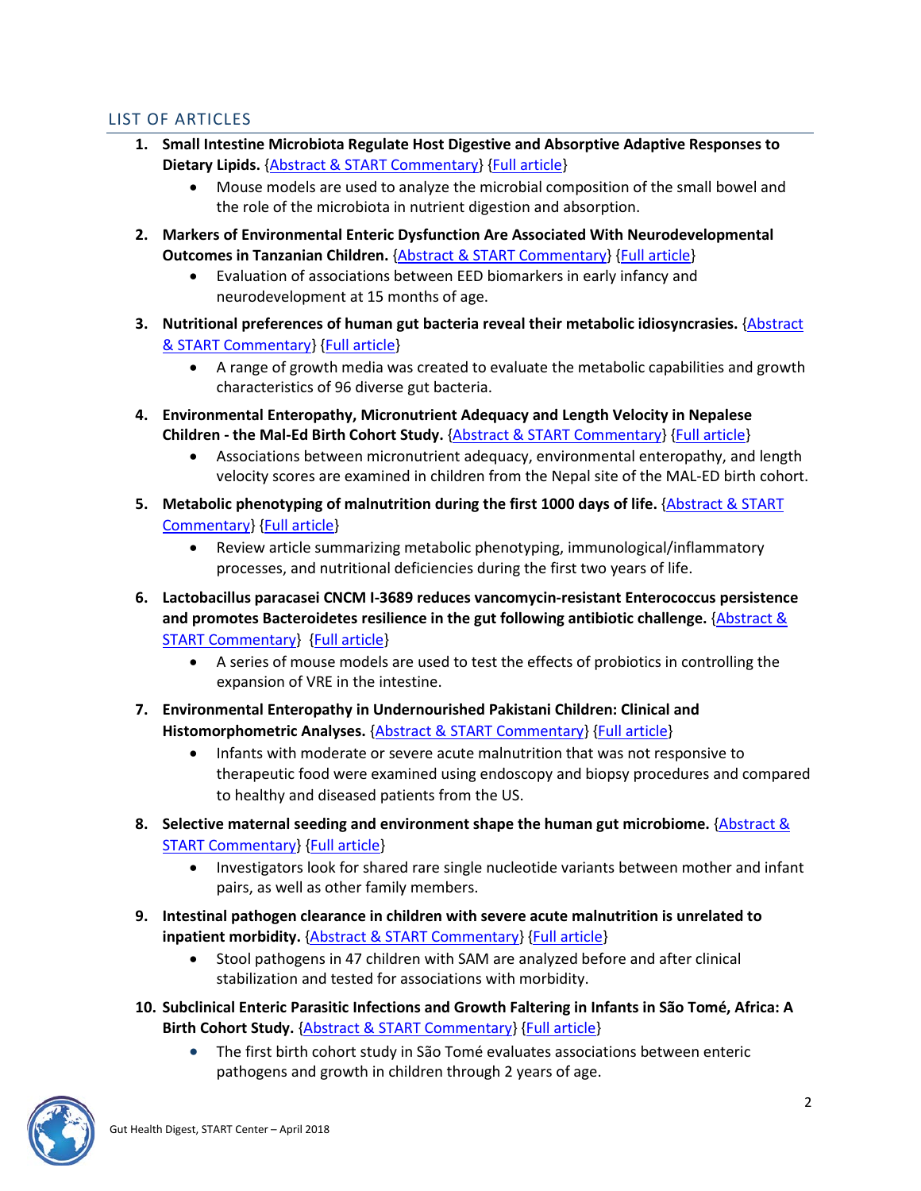## LIST OF ARTICLES

1. **Small Intestine Microbiota Regulate Host Digestive and Absorptive Adaptive Responses to Dietary Lipids.** {Abstract & START Commentary} {Full article}
   - Mouse models are used to analyze the microbial composition of the small bowel and the role of the microbiota in nutrient digestion and absorption.
2. **Markers of Environmental Enteric Dysfunction Are Associated With Neurodevelopmental Outcomes in Tanzanian Children.** {Abstract & START Commentary} {Full article}
   - Evaluation of associations between EED biomarkers in early infancy and neurodevelopment at 15 months of age.
3. **Nutritional preferences of human gut bacteria reveal their metabolic idiosyncrasies.** {Abstract & START Commentary} {Full article}
   - A range of growth media was created to evaluate the metabolic capabilities and growth characteristics of 96 diverse gut bacteria.
4. **Environmental Enteropathy, Micronutrient Adequacy and Length Velocity in Nepalese Children - the Mal-Ed Birth Cohort Study.** {Abstract & START Commentary} {Full article}
   - Associations between micronutrient adequacy, environmental enteropathy, and length velocity scores are examined in children from the Nepal site of the MAL-ED birth cohort.
5. **Metabolic phenotyping of malnutrition during the first 1000 days of life.** {Abstract & START Commentary} {Full article}
   - Review article summarizing metabolic phenotyping, immunological/inflammatory processes, and nutritional deficiencies during the first two years of life.
6. **Lactobacillus paracasei CNCM I-3689 reduces vancomycin-resistant Enterococcus persistence and promotes Bacteroidetes resilience in the gut following antibiotic challenge.** {Abstract & START Commentary} {Full article}
   - A series of mouse models are used to test the effects of probiotics in controlling the expansion of VRE in the intestine.
7. **Environmental Enteropathy in Undernourished Pakistani Children: Clinical and Histomorphometric Analyses.** {Abstract & START Commentary} {Full article}
   - Infants with moderate or severe acute malnutrition that was not responsive to therapeutic food were examined using endoscopy and biopsy procedures and compared to healthy and diseased patients from the US.
8. **Selective maternal seeding and environment shape the human gut microbiome.** {Abstract & START Commentary} {Full article}
   - Investigators look for shared rare single nucleotide variants between mother and infant pairs, as well as other family members.
9. **Intestinal pathogen clearance in children with severe acute malnutrition is unrelated to inpatient morbidity.** {Abstract & START Commentary} {Full article}
   - Stool pathogens in 47 children with SAM are analyzed before and after clinical stabilization and tested for associations with morbidity.
10. **Subclinical Enteric Parasitic Infections and Growth Faltering in Infants in São Tomé, Africa: A Birth Cohort Study.** {Abstract & START Commentary} {Full article}
    - The first birth cohort study in São Tomé evaluates associations between enteric pathogens and growth in children through 2 years of age.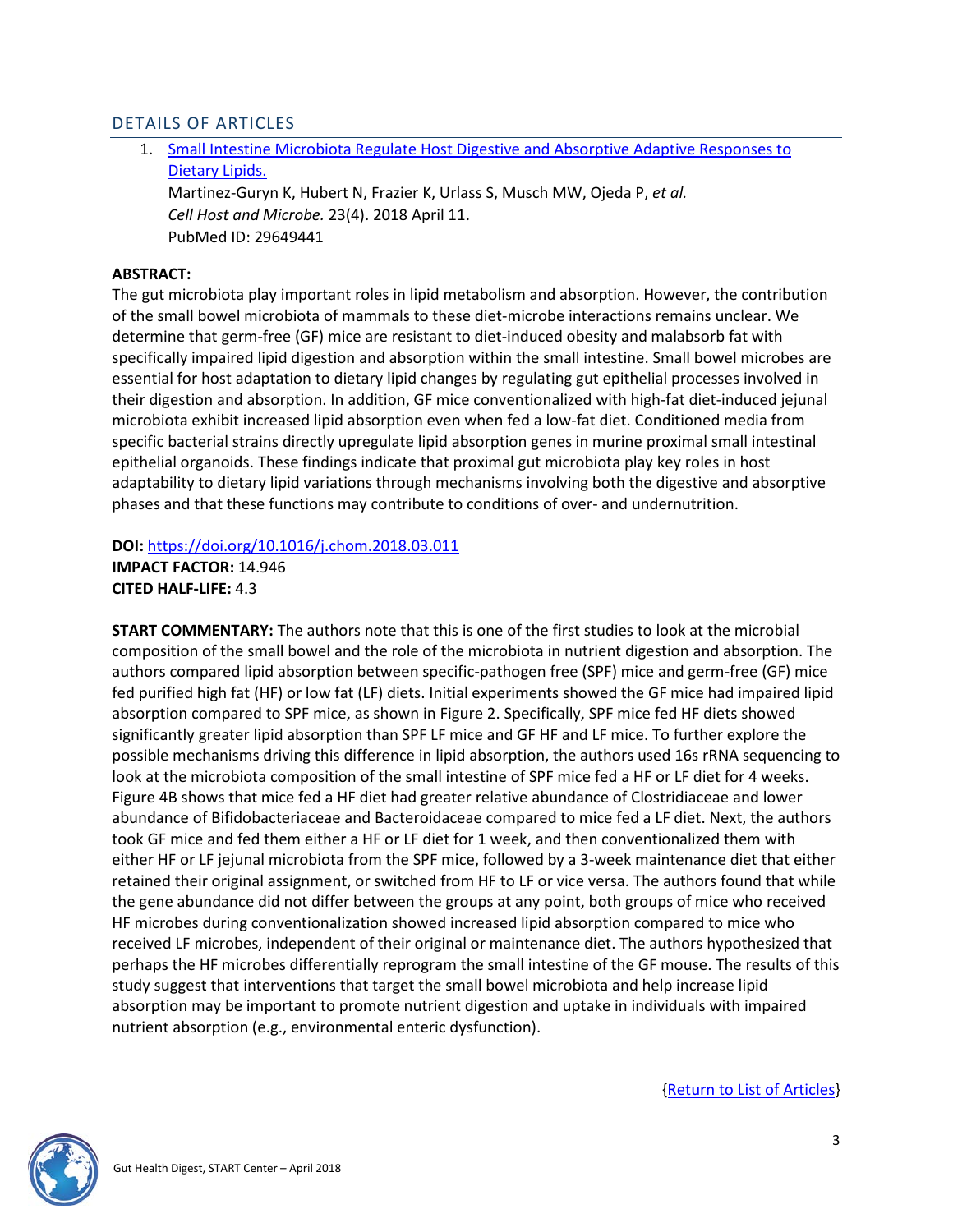## DETAILS OF ARTICLES

1. [Small Intestine Microbiota Regulate Host Digestive and Absorptive Adaptive Responses to Dietary Lipids.](https://doi.org/10.1016/j.chom.2018.03.011)
   Martinez-Guryn K, Hubert N, Frazier K, Urlass S, Musch MW, Ojeda P, *et al.*
   *Cell Host and Microbe.* 23(4). 2018 April 11.
   PubMed ID: 29649441

**ABSTRACT:**
The gut microbiota play important roles in lipid metabolism and absorption. However, the contribution of the small bowel microbiota of mammals to these diet-microbe interactions remains unclear. We determine that germ-free (GF) mice are resistant to diet-induced obesity and malabsorb fat with specifically impaired lipid digestion and absorption within the small intestine. Small bowel microbes are essential for host adaptation to dietary lipid changes by regulating gut epithelial processes involved in their digestion and absorption. In addition, GF mice conventionalized with high-fat diet-induced jejunal microbiota exhibit increased lipid absorption even when fed a low-fat diet. Conditioned media from specific bacterial strains directly upregulate lipid absorption genes in murine proximal small intestinal epithelial organoids. These findings indicate that proximal gut microbiota play key roles in host adaptability to dietary lipid variations through mechanisms involving both the digestive and absorptive phases and that these functions may contribute to conditions of over- and undernutrition.

**DOI:** https://doi.org/10.1016/j.chom.2018.03.011
**IMPACT FACTOR:** 14.946
**CITED HALF-LIFE:** 4.3

**START COMMENTARY:** The authors note that this is one of the first studies to look at the microbial composition of the small bowel and the role of the microbiota in nutrient digestion and absorption. The authors compared lipid absorption between specific-pathogen free (SPF) mice and germ-free (GF) mice fed purified high fat (HF) or low fat (LF) diets. Initial experiments showed the GF mice had impaired lipid absorption compared to SPF mice, as shown in Figure 2. Specifically, SPF mice fed HF diets showed significantly greater lipid absorption than SPF LF mice and GF HF and LF mice. To further explore the possible mechanisms driving this difference in lipid absorption, the authors used 16s rRNA sequencing to look at the microbiota composition of the small intestine of SPF mice fed a HF or LF diet for 4 weeks. Figure 4B shows that mice fed a HF diet had greater relative abundance of Clostridiaceae and lower abundance of Bifidobacteriaceae and Bacteroidaceae compared to mice fed a LF diet. Next, the authors took GF mice and fed them either a HF or LF diet for 1 week, and then conventionalized them with either HF or LF jejunal microbiota from the SPF mice, followed by a 3-week maintenance diet that either retained their original assignment, or switched from HF to LF or vice versa. The authors found that while the gene abundance did not differ between the groups at any point, both groups of mice who received HF microbes during conventionalization showed increased lipid absorption compared to mice who received LF microbes, independent of their original or maintenance diet. The authors hypothesized that perhaps the HF microbes differentially reprogram the small intestine of the GF mouse. The results of this study suggest that interventions that target the small bowel microbiota and help increase lipid absorption may be important to promote nutrient digestion and uptake in individuals with impaired nutrient absorption (e.g., environmental enteric dysfunction).

{Return to List of Articles}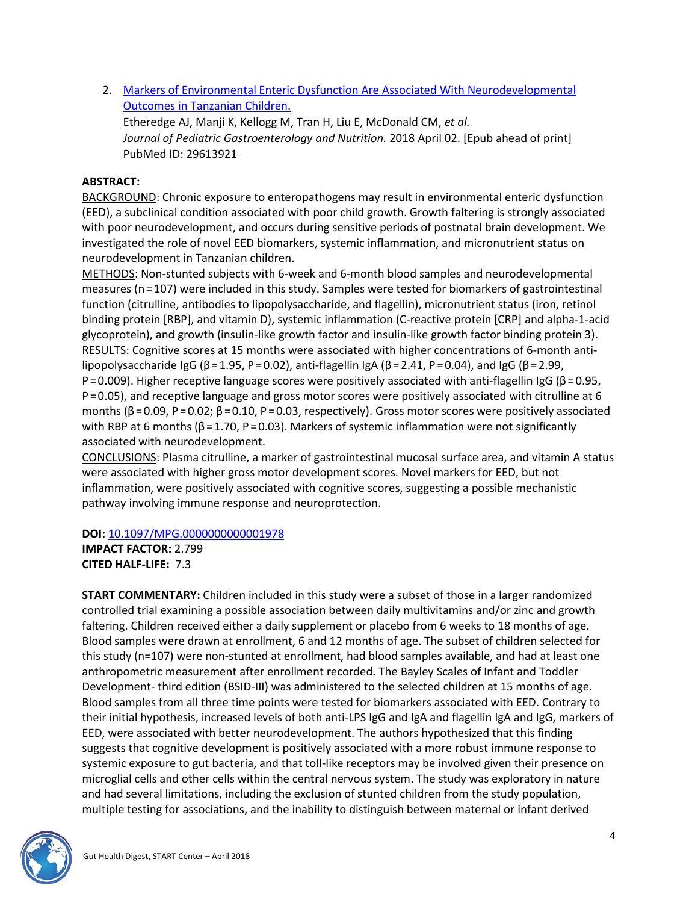2. [Markers of Environmental Enteric Dysfunction Are Associated With Neurodevelopmental Outcomes in Tanzanian Children.](#)
   Etheredge AJ, Manji K, Kellogg M, Tran H, Liu E, McDonald CM, *et al.*
   *Journal of Pediatric Gastroenterology and Nutrition.* 2018 April 02. [Epub ahead of print]
   PubMed ID: 29613921

**ABSTRACT:**

BACKGROUND: Chronic exposure to enteropathogens may result in environmental enteric dysfunction (EED), a subclinical condition associated with poor child growth. Growth faltering is strongly associated with poor neurodevelopment, and occurs during sensitive periods of postnatal brain development. We investigated the role of novel EED biomarkers, systemic inflammation, and micronutrient status on neurodevelopment in Tanzanian children.

METHODS: Non-stunted subjects with 6-week and 6-month blood samples and neurodevelopmental measures (n = 107) were included in this study. Samples were tested for biomarkers of gastrointestinal function (citrulline, antibodies to lipopolysaccharide, and flagellin), micronutrient status (iron, retinol binding protein [RBP], and vitamin D), systemic inflammation (C-reactive protein [CRP] and alpha-1-acid glycoprotein), and growth (insulin-like growth factor and insulin-like growth factor binding protein 3).

RESULTS: Cognitive scores at 15 months were associated with higher concentrations of 6-month anti-lipopolysaccharide IgG ($\beta = 1.95$, $P = 0.02$), anti-flagellin IgA ($\beta = 2.41$, $P = 0.04$), and IgG ($\beta = 2.99$, $P = 0.009$). Higher receptive language scores were positively associated with anti-flagellin IgG ($\beta = 0.95$, $P = 0.05$), and receptive language and gross motor scores were positively associated with citrulline at 6 months ($\beta = 0.09$, $P = 0.02$; $\beta = 0.10$, $P = 0.03$, respectively). Gross motor scores were positively associated with RBP at 6 months ($\beta = 1.70$, $P = 0.03$). Markers of systemic inflammation were not significantly associated with neurodevelopment.

CONCLUSIONS: Plasma citrulline, a marker of gastrointestinal mucosal surface area, and vitamin A status were associated with higher gross motor development scores. Novel markers for EED, but not inflammation, were positively associated with cognitive scores, suggesting a possible mechanistic pathway involving immune response and neuroprotection.

**DOI:** [10.1097/MPG.0000000000001978](#)
**IMPACT FACTOR:** 2.799
**CITED HALF-LIFE:** 7.3

**START COMMENTARY:** Children included in this study were a subset of those in a larger randomized controlled trial examining a possible association between daily multivitamins and/or zinc and growth faltering. Children received either a daily supplement or placebo from 6 weeks to 18 months of age. Blood samples were drawn at enrollment, 6 and 12 months of age. The subset of children selected for this study (n=107) were non-stunted at enrollment, had blood samples available, and had at least one anthropometric measurement after enrollment recorded. The Bayley Scales of Infant and Toddler Development- third edition (BSID-III) was administered to the selected children at 15 months of age. Blood samples from all three time points were tested for biomarkers associated with EED. Contrary to their initial hypothesis, increased levels of both anti-LPS IgG and IgA and flagellin IgA and IgG, markers of EED, were associated with better neurodevelopment. The authors hypothesized that this finding suggests that cognitive development is positively associated with a more robust immune response to systemic exposure to gut bacteria, and that toll-like receptors may be involved given their presence on microglial cells and other cells within the central nervous system. The study was exploratory in nature and had several limitations, including the exclusion of stunted children from the study population, multiple testing for associations, and the inability to distinguish between maternal or infant derived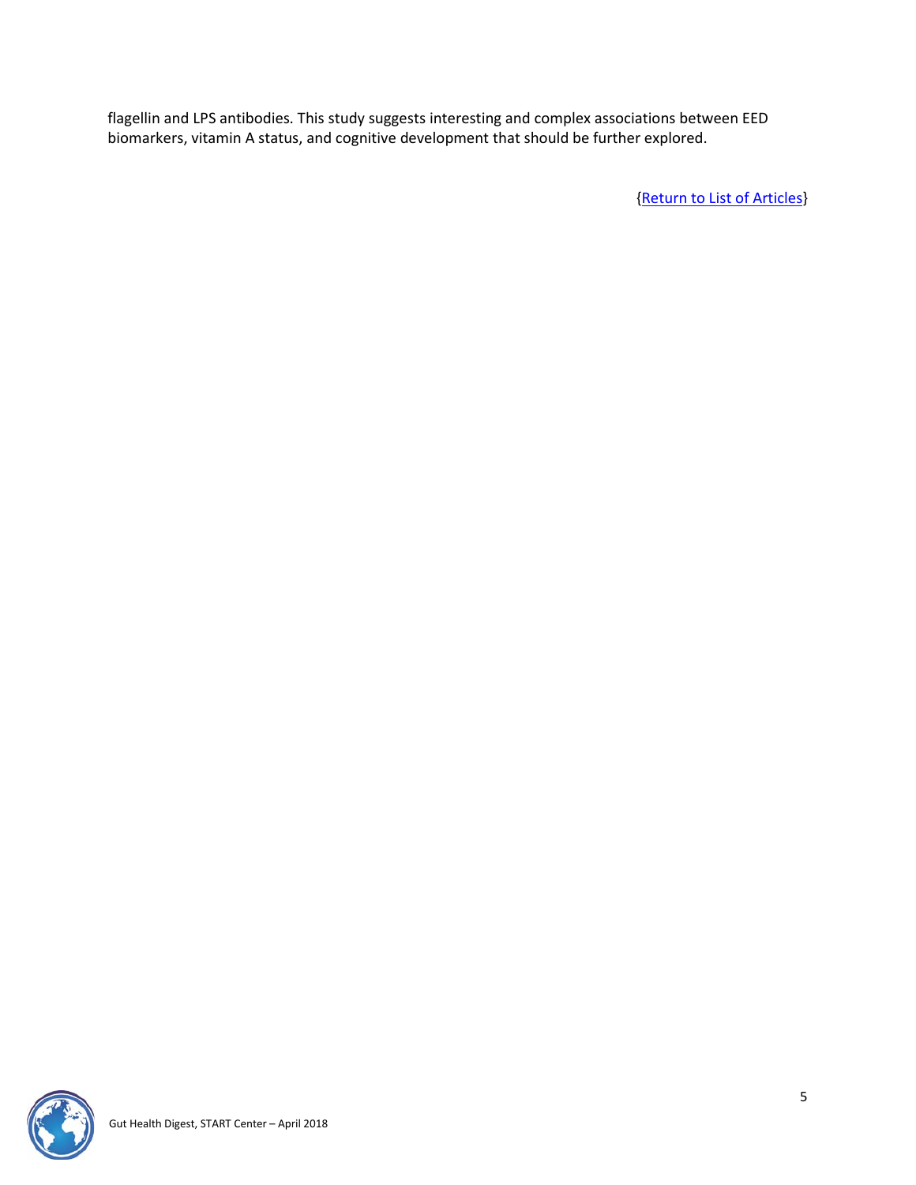flagellin and LPS antibodies. This study suggests interesting and complex associations between EED biomarkers, vitamin A status, and cognitive development that should be further explored.

{Return to List of Articles}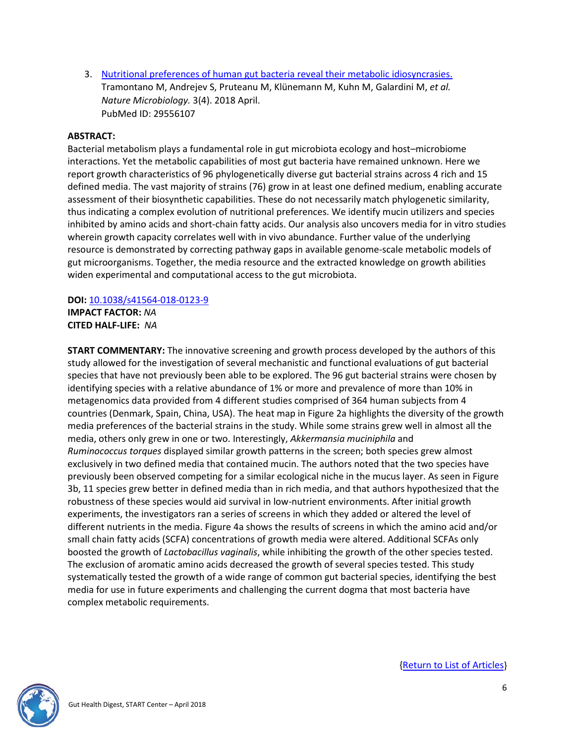3. [Nutritional preferences of human gut bacteria reveal their metabolic idiosyncrasies.](#)
   Tramontano M, Andrejev S, Pruteanu M, Klünemann M, Kuhn M, Galardini M, *et al.*
   *Nature Microbiology.* 3(4). 2018 April.
   PubMed ID: 29556107

**ABSTRACT:**
Bacterial metabolism plays a fundamental role in gut microbiota ecology and host–microbiome interactions. Yet the metabolic capabilities of most gut bacteria have remained unknown. Here we report growth characteristics of 96 phylogenetically diverse gut bacterial strains across 4 rich and 15 defined media. The vast majority of strains (76) grow in at least one defined medium, enabling accurate assessment of their biosynthetic capabilities. These do not necessarily match phylogenetic similarity, thus indicating a complex evolution of nutritional preferences. We identify mucin utilizers and species inhibited by amino acids and short-chain fatty acids. Our analysis also uncovers media for in vitro studies wherein growth capacity correlates well with in vivo abundance. Further value of the underlying resource is demonstrated by correcting pathway gaps in available genome-scale metabolic models of gut microorganisms. Together, the media resource and the extracted knowledge on growth abilities widen experimental and computational access to the gut microbiota.

**DOI:** [10.1038/s41564-018-0123-9](#)
**IMPACT FACTOR:** *NA*
**CITED HALF-LIFE:** *NA*

**START COMMENTARY:** The innovative screening and growth process developed by the authors of this study allowed for the investigation of several mechanistic and functional evaluations of gut bacterial species that have not previously been able to be explored. The 96 gut bacterial strains were chosen by identifying species with a relative abundance of 1% or more and prevalence of more than 10% in metagenomics data provided from 4 different studies comprised of 364 human subjects from 4 countries (Denmark, Spain, China, USA). The heat map in Figure 2a highlights the diversity of the growth media preferences of the bacterial strains in the study. While some strains grew well in almost all the media, others only grew in one or two. Interestingly, *Akkermansia muciniphila* and *Ruminococcus torques* displayed similar growth patterns in the screen; both species grew almost exclusively in two defined media that contained mucin. The authors noted that the two species have previously been observed competing for a similar ecological niche in the mucus layer. As seen in Figure 3b, 11 species grew better in defined media than in rich media, and that authors hypothesized that the robustness of these species would aid survival in low-nutrient environments. After initial growth experiments, the investigators ran a series of screens in which they added or altered the level of different nutrients in the media. Figure 4a shows the results of screens in which the amino acid and/or small chain fatty acids (SCFA) concentrations of growth media were altered. Additional SCFAs only boosted the growth of *Lactobacillus vaginalis*, while inhibiting the growth of the other species tested. The exclusion of aromatic amino acids decreased the growth of several species tested. This study systematically tested the growth of a wide range of common gut bacterial species, identifying the best media for use in future experiments and challenging the current dogma that most bacteria have complex metabolic requirements.

{[Return to List of Articles](#)}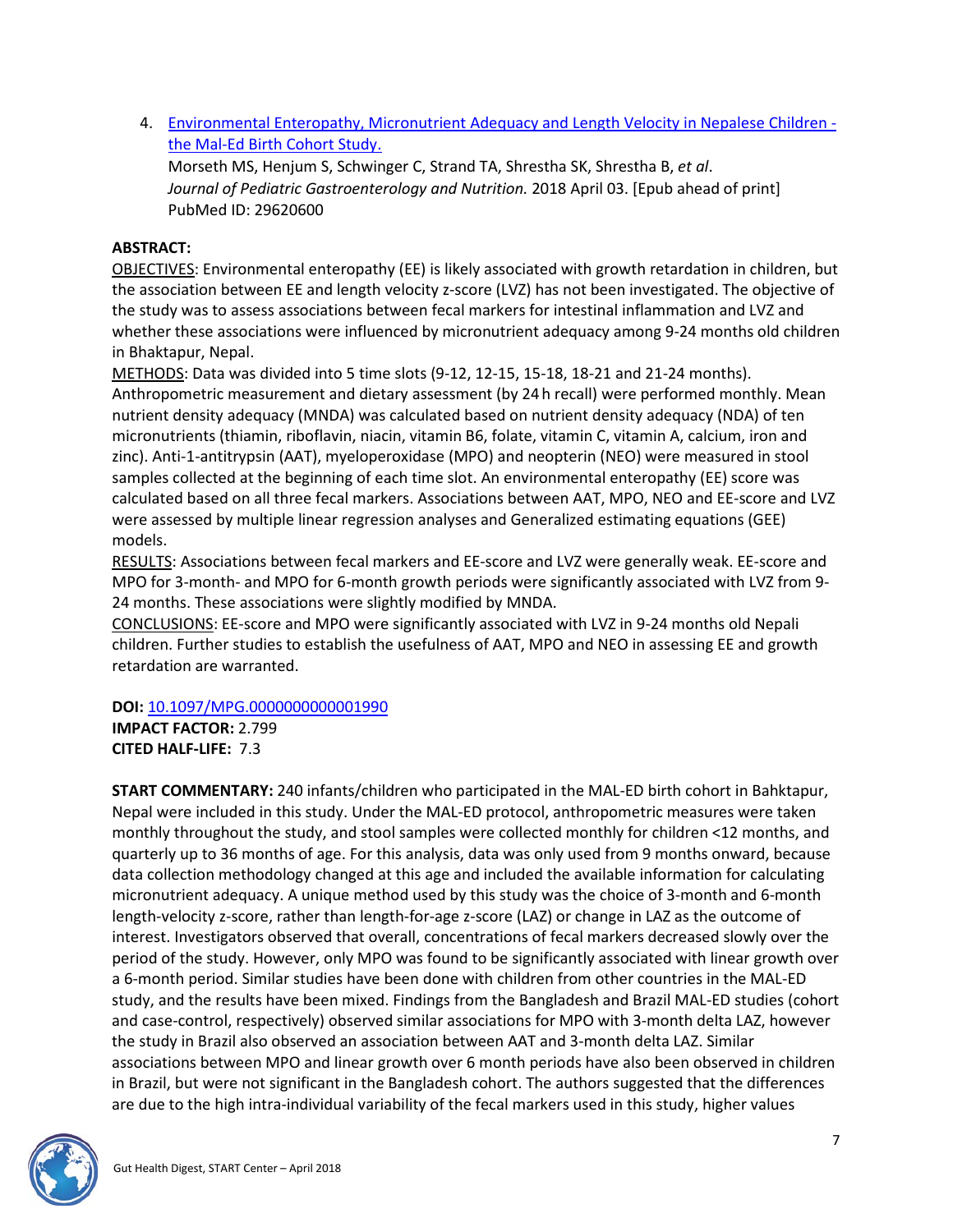4. [Environmental Enteropathy, Micronutrient Adequacy and Length Velocity in Nepalese Children - the Mal-Ed Birth Cohort Study.](#)
   Morseth MS, Henjum S, Schwinger C, Strand TA, Shrestha SK, Shrestha B, *et al*.
   *Journal of Pediatric Gastroenterology and Nutrition.* 2018 April 03. [Epub ahead of print]
   PubMed ID: 29620600

**ABSTRACT:**
OBJECTIVES: Environmental enteropathy (EE) is likely associated with growth retardation in children, but the association between EE and length velocity z-score (LVZ) has not been investigated. The objective of the study was to assess associations between fecal markers for intestinal inflammation and LVZ and whether these associations were influenced by micronutrient adequacy among 9-24 months old children in Bhaktapur, Nepal.
METHODS: Data was divided into 5 time slots (9-12, 12-15, 15-18, 18-21 and 21-24 months). Anthropometric measurement and dietary assessment (by 24 h recall) were performed monthly. Mean nutrient density adequacy (MNDA) was calculated based on nutrient density adequacy (NDA) of ten micronutrients (thiamin, riboflavin, niacin, vitamin B6, folate, vitamin C, vitamin A, calcium, iron and zinc). Anti-1-antitrypsin (AAT), myeloperoxidase (MPO) and neopterin (NEO) were measured in stool samples collected at the beginning of each time slot. An environmental enteropathy (EE) score was calculated based on all three fecal markers. Associations between AAT, MPO, NEO and EE-score and LVZ were assessed by multiple linear regression analyses and Generalized estimating equations (GEE) models.
RESULTS: Associations between fecal markers and EE-score and LVZ were generally weak. EE-score and MPO for 3-month- and MPO for 6-month growth periods were significantly associated with LVZ from 9-24 months. These associations were slightly modified by MNDA.
CONCLUSIONS: EE-score and MPO were significantly associated with LVZ in 9-24 months old Nepali children. Further studies to establish the usefulness of AAT, MPO and NEO in assessing EE and growth retardation are warranted.

**DOI:** [10.1097/MPG.0000000000001990](#)
**IMPACT FACTOR:** 2.799
**CITED HALF-LIFE:** 7.3

**START COMMENTARY:** 240 infants/children who participated in the MAL-ED birth cohort in Bahktapur, Nepal were included in this study. Under the MAL-ED protocol, anthropometric measures were taken monthly throughout the study, and stool samples were collected monthly for children <12 months, and quarterly up to 36 months of age. For this analysis, data was only used from 9 months onward, because data collection methodology changed at this age and included the available information for calculating micronutrient adequacy. A unique method used by this study was the choice of 3-month and 6-month length-velocity z-score, rather than length-for-age z-score (LAZ) or change in LAZ as the outcome of interest. Investigators observed that overall, concentrations of fecal markers decreased slowly over the period of the study. However, only MPO was found to be significantly associated with linear growth over a 6-month period. Similar studies have been done with children from other countries in the MAL-ED study, and the results have been mixed. Findings from the Bangladesh and Brazil MAL-ED studies (cohort and case-control, respectively) observed similar associations for MPO with 3-month delta LAZ, however the study in Brazil also observed an association between AAT and 3-month delta LAZ. Similar associations between MPO and linear growth over 6 month periods have also been observed in children in Brazil, but were not significant in the Bangladesh cohort. The authors suggested that the differences are due to the high intra-individual variability of the fecal markers used in this study, higher values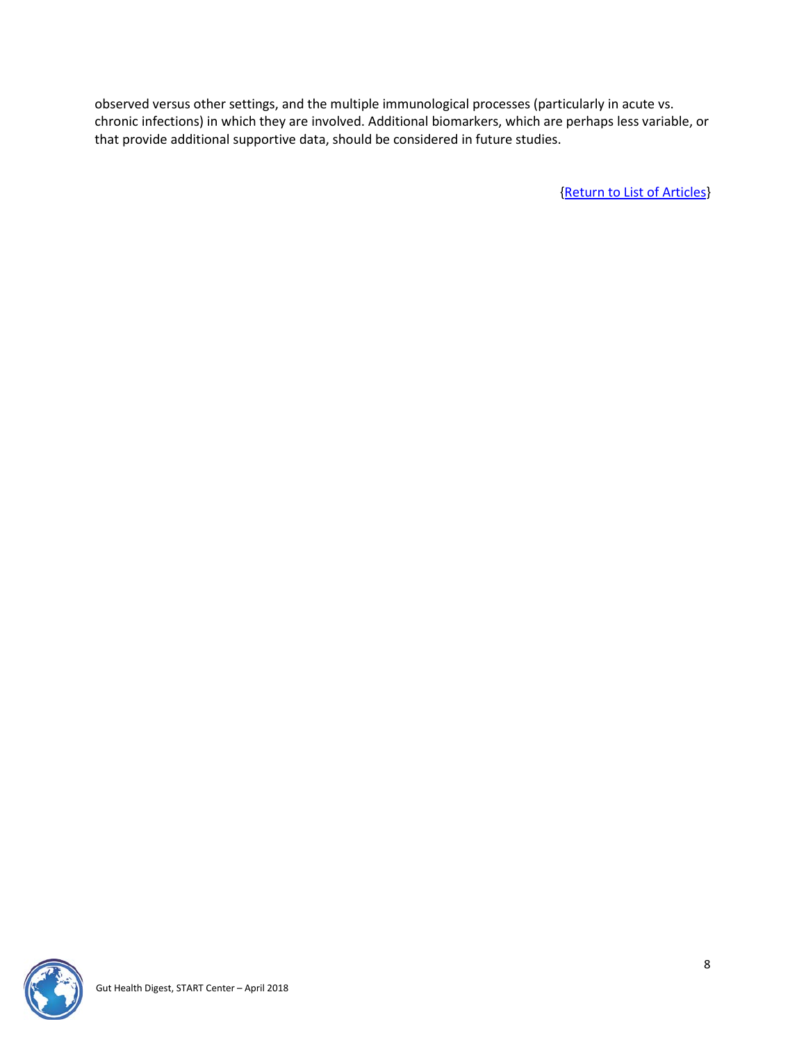observed versus other settings, and the multiple immunological processes (particularly in acute vs. chronic infections) in which they are involved. Additional biomarkers, which are perhaps less variable, or that provide additional supportive data, should be considered in future studies.

{Return to List of Articles}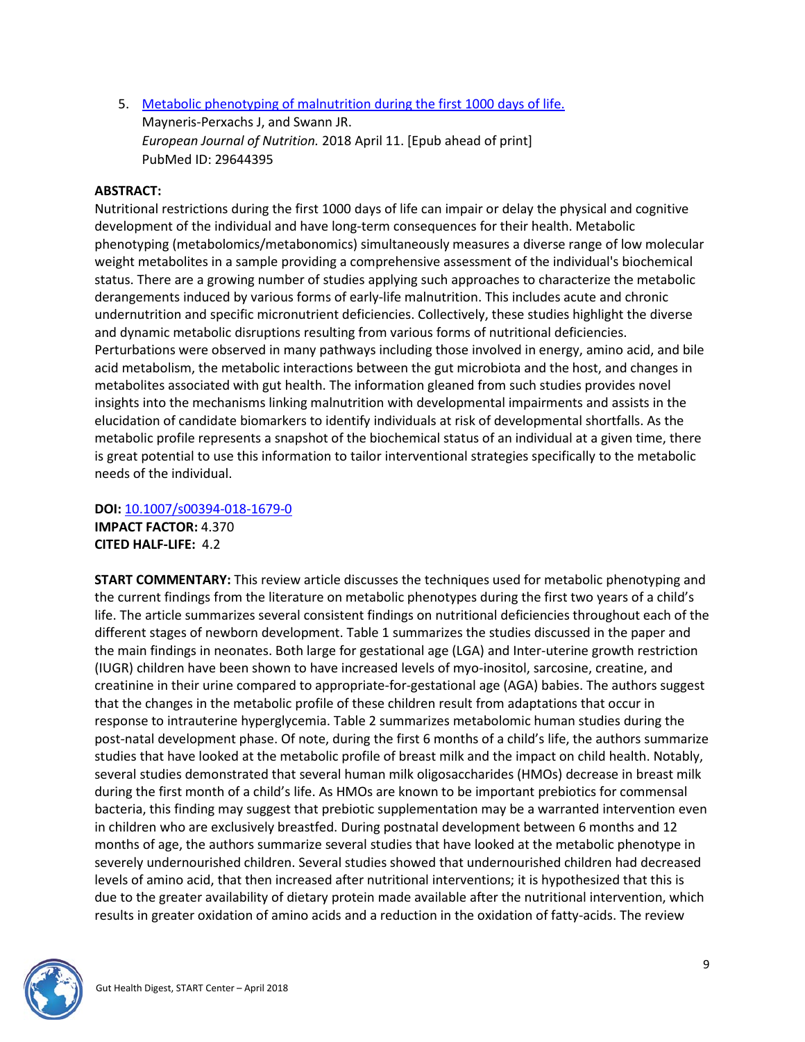5. [Metabolic phenotyping of malnutrition during the first 1000 days of life.](#)
   Mayneris-Perxachs J, and Swann JR.
   *European Journal of Nutrition.* 2018 April 11. [Epub ahead of print]
   PubMed ID: 29644395

**ABSTRACT:**
Nutritional restrictions during the first 1000 days of life can impair or delay the physical and cognitive development of the individual and have long-term consequences for their health. Metabolic phenotyping (metabolomics/metabonomics) simultaneously measures a diverse range of low molecular weight metabolites in a sample providing a comprehensive assessment of the individual's biochemical status. There are a growing number of studies applying such approaches to characterize the metabolic derangements induced by various forms of early-life malnutrition. This includes acute and chronic undernutrition and specific micronutrient deficiencies. Collectively, these studies highlight the diverse and dynamic metabolic disruptions resulting from various forms of nutritional deficiencies. Perturbations were observed in many pathways including those involved in energy, amino acid, and bile acid metabolism, the metabolic interactions between the gut microbiota and the host, and changes in metabolites associated with gut health. The information gleaned from such studies provides novel insights into the mechanisms linking malnutrition with developmental impairments and assists in the elucidation of candidate biomarkers to identify individuals at risk of developmental shortfalls. As the metabolic profile represents a snapshot of the biochemical status of an individual at a given time, there is great potential to use this information to tailor interventional strategies specifically to the metabolic needs of the individual.

**DOI:** [10.1007/s00394-018-1679-0](#)
**IMPACT FACTOR:** 4.370
**CITED HALF-LIFE:** 4.2

**START COMMENTARY:** This review article discusses the techniques used for metabolic phenotyping and the current findings from the literature on metabolic phenotypes during the first two years of a child's life. The article summarizes several consistent findings on nutritional deficiencies throughout each of the different stages of newborn development. Table 1 summarizes the studies discussed in the paper and the main findings in neonates. Both large for gestational age (LGA) and Inter-uterine growth restriction (IUGR) children have been shown to have increased levels of myo-inositol, sarcosine, creatine, and creatinine in their urine compared to appropriate-for-gestational age (AGA) babies. The authors suggest that the changes in the metabolic profile of these children result from adaptations that occur in response to intrauterine hyperglycemia. Table 2 summarizes metabolomic human studies during the post-natal development phase. Of note, during the first 6 months of a child's life, the authors summarize studies that have looked at the metabolic profile of breast milk and the impact on child health. Notably, several studies demonstrated that several human milk oligosaccharides (HMOs) decrease in breast milk during the first month of a child's life. As HMOs are known to be important prebiotics for commensal bacteria, this finding may suggest that prebiotic supplementation may be a warranted intervention even in children who are exclusively breastfed. During postnatal development between 6 months and 12 months of age, the authors summarize several studies that have looked at the metabolic phenotype in severely undernourished children. Several studies showed that undernourished children had decreased levels of amino acid, that then increased after nutritional interventions; it is hypothesized that this is due to the greater availability of dietary protein made available after the nutritional intervention, which results in greater oxidation of amino acids and a reduction in the oxidation of fatty-acids. The review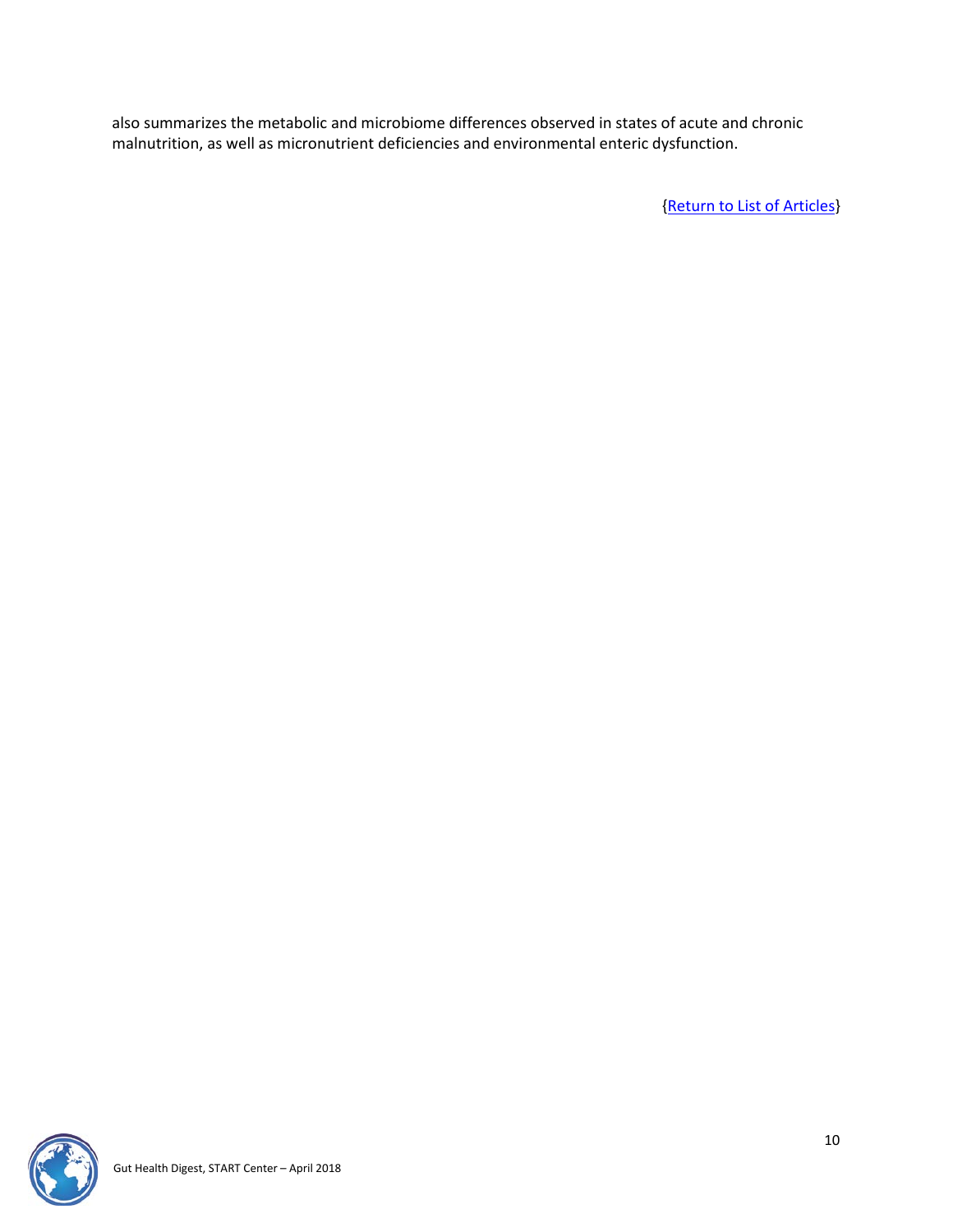also summarizes the metabolic and microbiome differences observed in states of acute and chronic malnutrition, as well as micronutrient deficiencies and environmental enteric dysfunction.

{Return to List of Articles}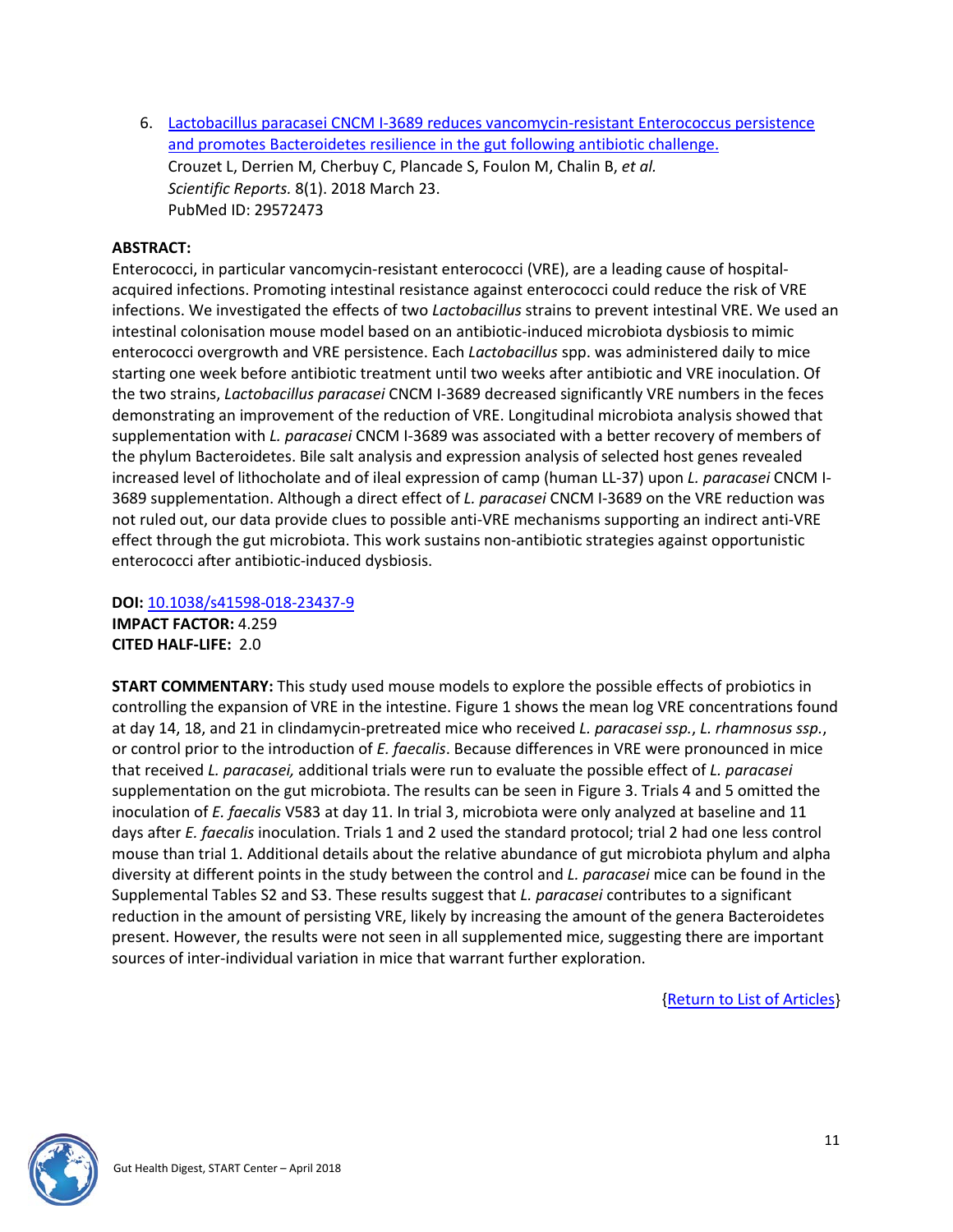6. [Lactobacillus paracasei CNCM I-3689 reduces vancomycin-resistant Enterococcus persistence and promotes Bacteroidetes resilience in the gut following antibiotic challenge.](#)
   Crouzet L, Derrien M, Cherbuy C, Plancade S, Foulon M, Chalin B, *et al.*
   *Scientific Reports.* 8(1). 2018 March 23.
   PubMed ID: 29572473

**ABSTRACT:**
Enterococci, in particular vancomycin-resistant enterococci (VRE), are a leading cause of hospital-acquired infections. Promoting intestinal resistance against enterococci could reduce the risk of VRE infections. We investigated the effects of two *Lactobacillus* strains to prevent intestinal VRE. We used an intestinal colonisation mouse model based on an antibiotic-induced microbiota dysbiosis to mimic enterococci overgrowth and VRE persistence. Each *Lactobacillus* spp. was administered daily to mice starting one week before antibiotic treatment until two weeks after antibiotic and VRE inoculation. Of the two strains, *Lactobacillus paracasei* CNCM I-3689 decreased significantly VRE numbers in the feces demonstrating an improvement of the reduction of VRE. Longitudinal microbiota analysis showed that supplementation with *L. paracasei* CNCM I-3689 was associated with a better recovery of members of the phylum Bacteroidetes. Bile salt analysis and expression analysis of selected host genes revealed increased level of lithocholate and of ileal expression of camp (human LL-37) upon *L. paracasei* CNCM I-3689 supplementation. Although a direct effect of *L. paracasei* CNCM I-3689 on the VRE reduction was not ruled out, our data provide clues to possible anti-VRE mechanisms supporting an indirect anti-VRE effect through the gut microbiota. This work sustains non-antibiotic strategies against opportunistic enterococci after antibiotic-induced dysbiosis.

**DOI:** [10.1038/s41598-018-23437-9](#)
**IMPACT FACTOR:** 4.259
**CITED HALF-LIFE:** 2.0

**START COMMENTARY:** This study used mouse models to explore the possible effects of probiotics in controlling the expansion of VRE in the intestine. Figure 1 shows the mean log VRE concentrations found at day 14, 18, and 21 in clindamycin-pretreated mice who received *L. paracasei ssp.*, *L. rhamnosus ssp.*, or control prior to the introduction of *E. faecalis*. Because differences in VRE were pronounced in mice that received *L. paracasei,* additional trials were run to evaluate the possible effect of *L. paracasei* supplementation on the gut microbiota. The results can be seen in Figure 3. Trials 4 and 5 omitted the inoculation of *E. faecalis* V583 at day 11. In trial 3, microbiota were only analyzed at baseline and 11 days after *E. faecalis* inoculation. Trials 1 and 2 used the standard protocol; trial 2 had one less control mouse than trial 1. Additional details about the relative abundance of gut microbiota phylum and alpha diversity at different points in the study between the control and *L. paracasei* mice can be found in the Supplemental Tables S2 and S3. These results suggest that *L. paracasei* contributes to a significant reduction in the amount of persisting VRE, likely by increasing the amount of the genera Bacteroidetes present. However, the results were not seen in all supplemented mice, suggesting there are important sources of inter-individual variation in mice that warrant further exploration.

{[Return to List of Articles](#)}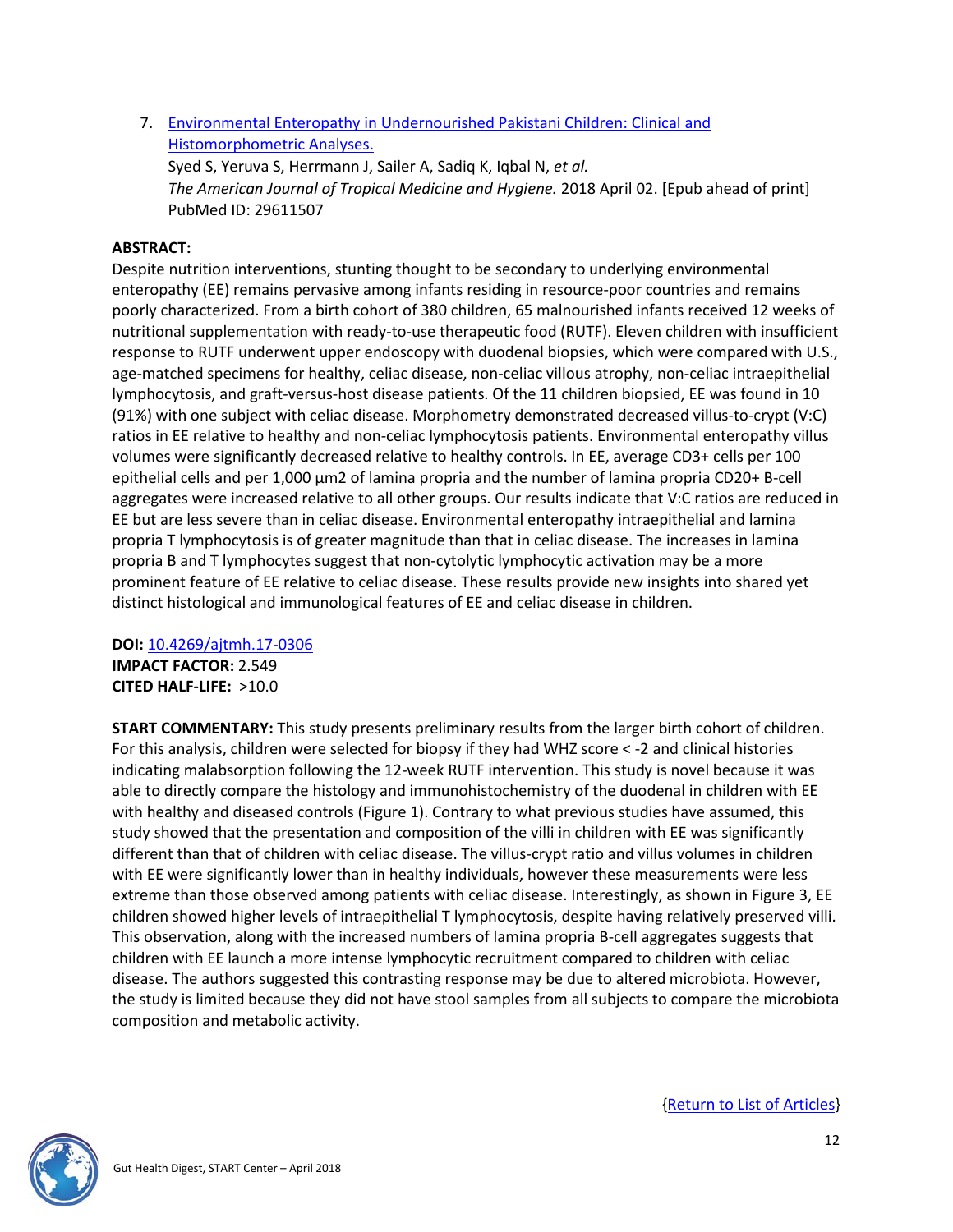7. [Environmental Enteropathy in Undernourished Pakistani Children: Clinical and Histomorphometric Analyses.](#)
   Syed S, Yeruva S, Herrmann J, Sailer A, Sadiq K, Iqbal N, *et al.*
   *The American Journal of Tropical Medicine and Hygiene.* 2018 April 02. [Epub ahead of print]
   PubMed ID: 29611507

**ABSTRACT:**
Despite nutrition interventions, stunting thought to be secondary to underlying environmental enteropathy (EE) remains pervasive among infants residing in resource-poor countries and remains poorly characterized. From a birth cohort of 380 children, 65 malnourished infants received 12 weeks of nutritional supplementation with ready-to-use therapeutic food (RUTF). Eleven children with insufficient response to RUTF underwent upper endoscopy with duodenal biopsies, which were compared with U.S., age-matched specimens for healthy, celiac disease, non-celiac villous atrophy, non-celiac intraepithelial lymphocytosis, and graft-versus-host disease patients. Of the 11 children biopsied, EE was found in 10 (91%) with one subject with celiac disease. Morphometry demonstrated decreased villus-to-crypt (V:C) ratios in EE relative to healthy and non-celiac lymphocytosis patients. Environmental enteropathy villus volumes were significantly decreased relative to healthy controls. In EE, average CD3+ cells per 100 epithelial cells and per 1,000 μm2 of lamina propria and the number of lamina propria CD20+ B-cell aggregates were increased relative to all other groups. Our results indicate that V:C ratios are reduced in EE but are less severe than in celiac disease. Environmental enteropathy intraepithelial and lamina propria T lymphocytosis is of greater magnitude than that in celiac disease. The increases in lamina propria B and T lymphocytes suggest that non-cytolytic lymphocytic activation may be a more prominent feature of EE relative to celiac disease. These results provide new insights into shared yet distinct histological and immunological features of EE and celiac disease in children.

**DOI:** [10.4269/ajtmh.17-0306](#)
**IMPACT FACTOR:** 2.549
**CITED HALF-LIFE:** >10.0

**START COMMENTARY:** This study presents preliminary results from the larger birth cohort of children. For this analysis, children were selected for biopsy if they had WHZ score < -2 and clinical histories indicating malabsorption following the 12-week RUTF intervention. This study is novel because it was able to directly compare the histology and immunohistochemistry of the duodenal in children with EE with healthy and diseased controls (Figure 1). Contrary to what previous studies have assumed, this study showed that the presentation and composition of the villi in children with EE was significantly different than that of children with celiac disease. The villus-crypt ratio and villus volumes in children with EE were significantly lower than in healthy individuals, however these measurements were less extreme than those observed among patients with celiac disease. Interestingly, as shown in Figure 3, EE children showed higher levels of intraepithelial T lymphocytosis, despite having relatively preserved villi. This observation, along with the increased numbers of lamina propria B-cell aggregates suggests that children with EE launch a more intense lymphocytic recruitment compared to children with celiac disease. The authors suggested this contrasting response may be due to altered microbiota. However, the study is limited because they did not have stool samples from all subjects to compare the microbiota composition and metabolic activity.

{[Return to List of Articles](#)}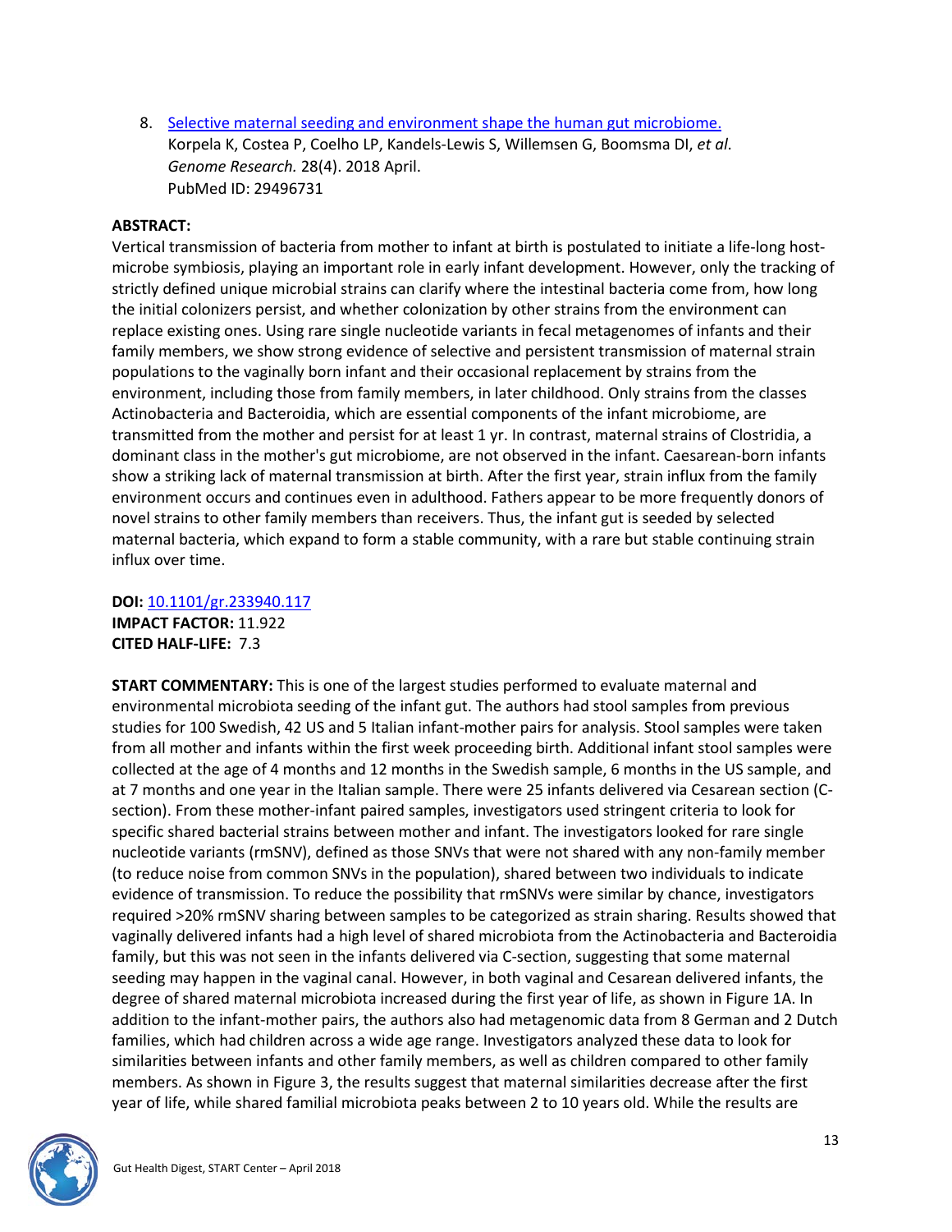8. [Selective maternal seeding and environment shape the human gut microbiome.](#)
   Korpela K, Costea P, Coelho LP, Kandels-Lewis S, Willemsen G, Boomsma DI, *et al.*
   *Genome Research.* 28(4). 2018 April.
   PubMed ID: 29496731

**ABSTRACT:**
Vertical transmission of bacteria from mother to infant at birth is postulated to initiate a life-long host-microbe symbiosis, playing an important role in early infant development. However, only the tracking of strictly defined unique microbial strains can clarify where the intestinal bacteria come from, how long the initial colonizers persist, and whether colonization by other strains from the environment can replace existing ones. Using rare single nucleotide variants in fecal metagenomes of infants and their family members, we show strong evidence of selective and persistent transmission of maternal strain populations to the vaginally born infant and their occasional replacement by strains from the environment, including those from family members, in later childhood. Only strains from the classes Actinobacteria and Bacteroidia, which are essential components of the infant microbiome, are transmitted from the mother and persist for at least 1 yr. In contrast, maternal strains of Clostridia, a dominant class in the mother's gut microbiome, are not observed in the infant. Caesarean-born infants show a striking lack of maternal transmission at birth. After the first year, strain influx from the family environment occurs and continues even in adulthood. Fathers appear to be more frequently donors of novel strains to other family members than receivers. Thus, the infant gut is seeded by selected maternal bacteria, which expand to form a stable community, with a rare but stable continuing strain influx over time.

**DOI:** [10.1101/gr.233940.117](#)
**IMPACT FACTOR:** 11.922
**CITED HALF-LIFE:** 7.3

**START COMMENTARY:** This is one of the largest studies performed to evaluate maternal and environmental microbiota seeding of the infant gut. The authors had stool samples from previous studies for 100 Swedish, 42 US and 5 Italian infant-mother pairs for analysis. Stool samples were taken from all mother and infants within the first week proceeding birth. Additional infant stool samples were collected at the age of 4 months and 12 months in the Swedish sample, 6 months in the US sample, and at 7 months and one year in the Italian sample. There were 25 infants delivered via Cesarean section (C-section). From these mother-infant paired samples, investigators used stringent criteria to look for specific shared bacterial strains between mother and infant. The investigators looked for rare single nucleotide variants (rmSNV), defined as those SNVs that were not shared with any non-family member (to reduce noise from common SNVs in the population), shared between two individuals to indicate evidence of transmission. To reduce the possibility that rmSNVs were similar by chance, investigators required >20% rmSNV sharing between samples to be categorized as strain sharing. Results showed that vaginally delivered infants had a high level of shared microbiota from the Actinobacteria and Bacteroidia family, but this was not seen in the infants delivered via C-section, suggesting that some maternal seeding may happen in the vaginal canal. However, in both vaginal and Cesarean delivered infants, the degree of shared maternal microbiota increased during the first year of life, as shown in Figure 1A. In addition to the infant-mother pairs, the authors also had metagenomic data from 8 German and 2 Dutch families, which had children across a wide age range. Investigators analyzed these data to look for similarities between infants and other family members, as well as children compared to other family members. As shown in Figure 3, the results suggest that maternal similarities decrease after the first year of life, while shared familial microbiota peaks between 2 to 10 years old. While the results are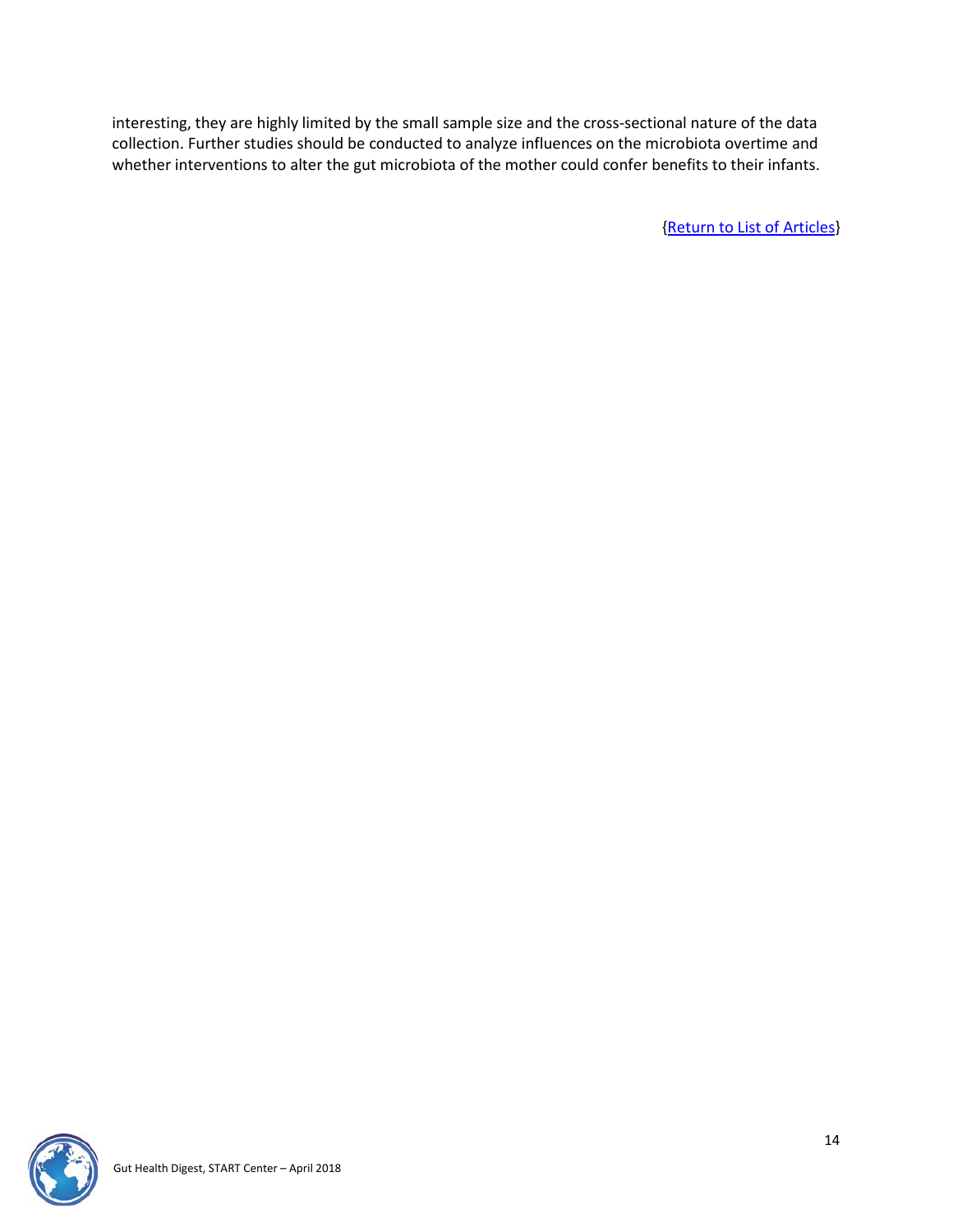interesting, they are highly limited by the small sample size and the cross-sectional nature of the data collection. Further studies should be conducted to analyze influences on the microbiota overtime and whether interventions to alter the gut microbiota of the mother could confer benefits to their infants.

{Return to List of Articles}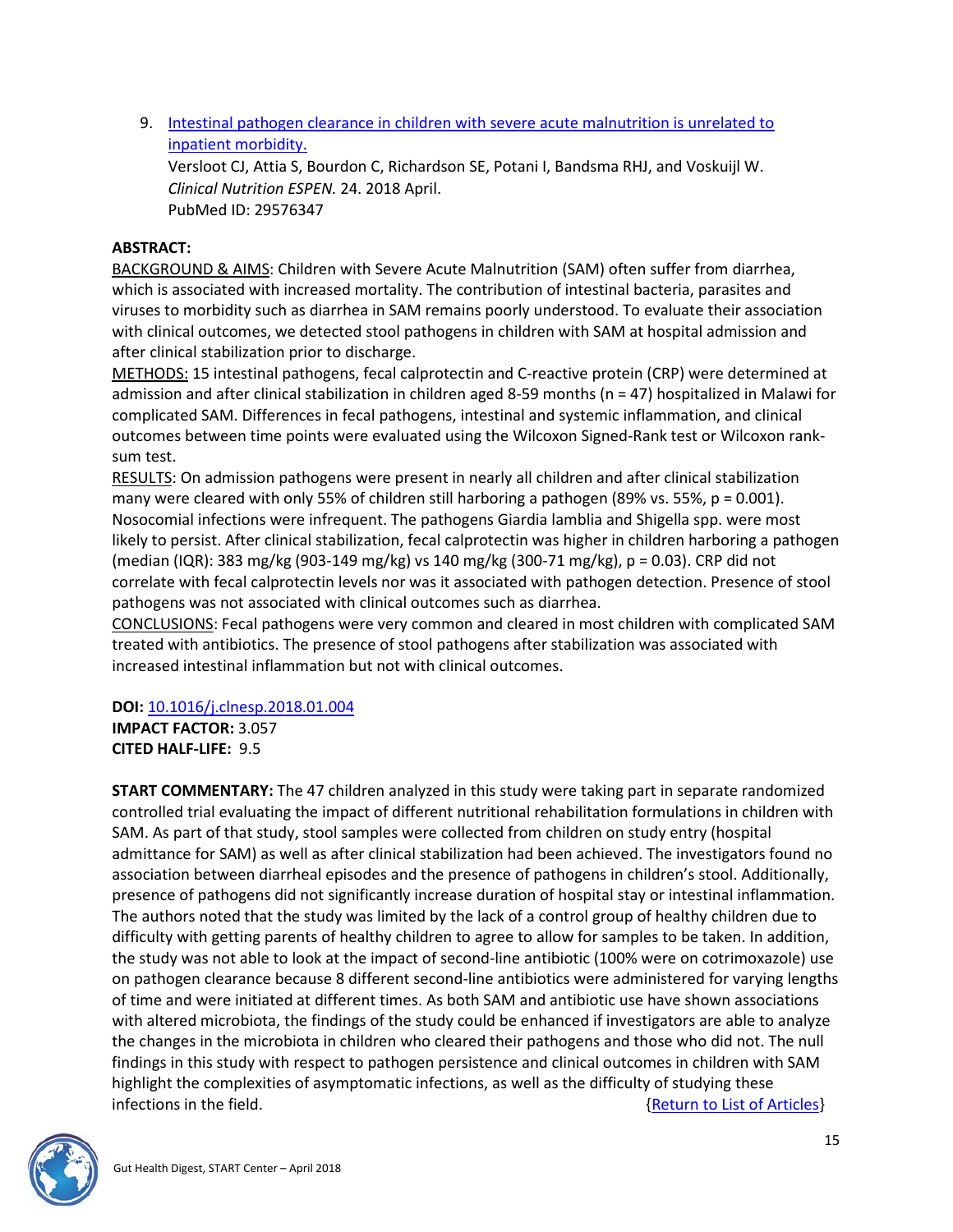9. [Intestinal pathogen clearance in children with severe acute malnutrition is unrelated to inpatient morbidity.](#)
   Versloot CJ, Attia S, Bourdon C, Richardson SE, Potani I, Bandsma RHJ, and Voskuijl W.
   *Clinical Nutrition ESPEN.* 24. 2018 April.
   PubMed ID: 29576347

**ABSTRACT:**

BACKGROUND & AIMS: Children with Severe Acute Malnutrition (SAM) often suffer from diarrhea, which is associated with increased mortality. The contribution of intestinal bacteria, parasites and viruses to morbidity such as diarrhea in SAM remains poorly understood. To evaluate their association with clinical outcomes, we detected stool pathogens in children with SAM at hospital admission and after clinical stabilization prior to discharge.

METHODS: 15 intestinal pathogens, fecal calprotectin and C-reactive protein (CRP) were determined at admission and after clinical stabilization in children aged 8-59 months (n = 47) hospitalized in Malawi for complicated SAM. Differences in fecal pathogens, intestinal and systemic inflammation, and clinical outcomes between time points were evaluated using the Wilcoxon Signed-Rank test or Wilcoxon rank-sum test.

RESULTS: On admission pathogens were present in nearly all children and after clinical stabilization many were cleared with only 55% of children still harboring a pathogen (89% vs. 55%, p = 0.001). Nosocomial infections were infrequent. The pathogens Giardia lamblia and Shigella spp. were most likely to persist. After clinical stabilization, fecal calprotectin was higher in children harboring a pathogen (median (IQR): 383 mg/kg (903-149 mg/kg) vs 140 mg/kg (300-71 mg/kg), p = 0.03). CRP did not correlate with fecal calprotectin levels nor was it associated with pathogen detection. Presence of stool pathogens was not associated with clinical outcomes such as diarrhea.

CONCLUSIONS: Fecal pathogens were very common and cleared in most children with complicated SAM treated with antibiotics. The presence of stool pathogens after stabilization was associated with increased intestinal inflammation but not with clinical outcomes.

**DOI:** [10.1016/j.clnesp.2018.01.004](#)
**IMPACT FACTOR:** 3.057
**CITED HALF-LIFE:** 9.5

**START COMMENTARY:** The 47 children analyzed in this study were taking part in separate randomized controlled trial evaluating the impact of different nutritional rehabilitation formulations in children with SAM. As part of that study, stool samples were collected from children on study entry (hospital admittance for SAM) as well as after clinical stabilization had been achieved. The investigators found no association between diarrheal episodes and the presence of pathogens in children's stool. Additionally, presence of pathogens did not significantly increase duration of hospital stay or intestinal inflammation. The authors noted that the study was limited by the lack of a control group of healthy children due to difficulty with getting parents of healthy children to agree to allow for samples to be taken. In addition, the study was not able to look at the impact of second-line antibiotic (100% were on cotrimoxazole) use on pathogen clearance because 8 different second-line antibiotics were administered for varying lengths of time and were initiated at different times. As both SAM and antibiotic use have shown associations with altered microbiota, the findings of the study could be enhanced if investigators are able to analyze the changes in the microbiota in children who cleared their pathogens and those who did not. The null findings in this study with respect to pathogen persistence and clinical outcomes in children with SAM highlight the complexities of asymptomatic infections, as well as the difficulty of studying these infections in the field. {[Return to List of Articles](#)}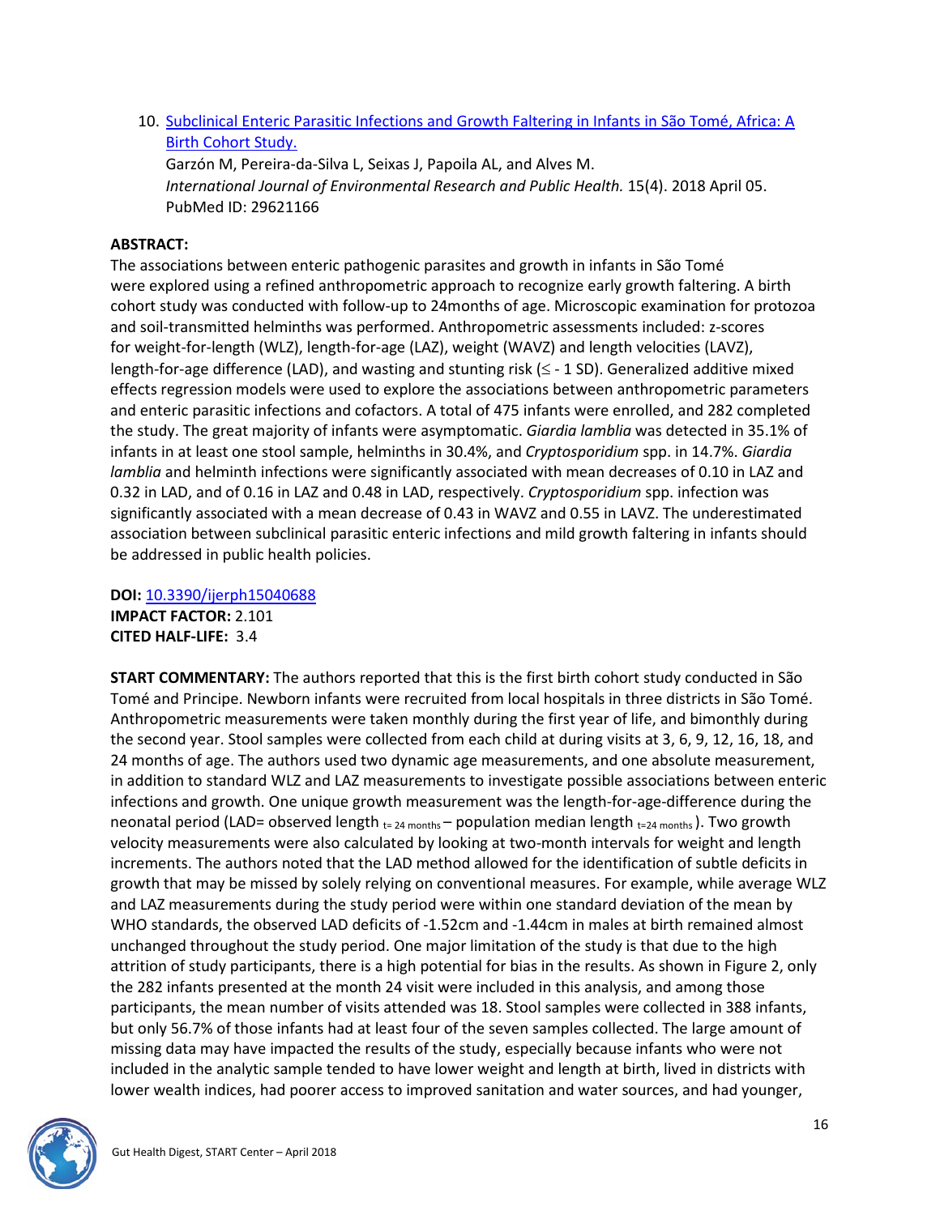10. [Subclinical Enteric Parasitic Infections and Growth Faltering in Infants in São Tomé, Africa: A Birth Cohort Study.](#)
    Garzón M, Pereira-da-Silva L, Seixas J, Papoila AL, and Alves M.
    *International Journal of Environmental Research and Public Health.* 15(4). 2018 April 05.
    PubMed ID: 29621166

**ABSTRACT:**
The associations between enteric pathogenic parasites and growth in infants in São Tomé were explored using a refined anthropometric approach to recognize early growth faltering. A birth cohort study was conducted with follow-up to 24months of age. Microscopic examination for protozoa and soil-transmitted helminths was performed. Anthropometric assessments included: z-scores for weight-for-length (WLZ), length-for-age (LAZ), weight (WAVZ) and length velocities (LAVZ), length-for-age difference (LAD), and wasting and stunting risk ($\leq$ - 1 SD). Generalized additive mixed effects regression models were used to explore the associations between anthropometric parameters and enteric parasitic infections and cofactors. A total of 475 infants were enrolled, and 282 completed the study. The great majority of infants were asymptomatic. *Giardia lamblia* was detected in 35.1% of infants in at least one stool sample, helminths in 30.4%, and *Cryptosporidium* spp. in 14.7%. *Giardia lamblia* and helminth infections were significantly associated with mean decreases of 0.10 in LAZ and 0.32 in LAD, and of 0.16 in LAZ and 0.48 in LAD, respectively. *Cryptosporidium* spp. infection was significantly associated with a mean decrease of 0.43 in WAVZ and 0.55 in LAVZ. The underestimated association between subclinical parasitic enteric infections and mild growth faltering in infants should be addressed in public health policies.

**DOI:** [10.3390/ijerph15040688](#)
**IMPACT FACTOR:** 2.101
**CITED HALF-LIFE:** 3.4

**START COMMENTARY:** The authors reported that this is the first birth cohort study conducted in São Tomé and Principe. Newborn infants were recruited from local hospitals in three districts in São Tomé. Anthropometric measurements were taken monthly during the first year of life, and bimonthly during the second year. Stool samples were collected from each child at during visits at 3, 6, 9, 12, 16, 18, and 24 months of age. The authors used two dynamic age measurements, and one absolute measurement, in addition to standard WLZ and LAZ measurements to investigate possible associations between enteric infections and growth. One unique growth measurement was the length-for-age-difference during the neonatal period (LAD= observed length $_{t=24\ months}$ – population median length $_{t=24\ months}$). Two growth velocity measurements were also calculated by looking at two-month intervals for weight and length increments. The authors noted that the LAD method allowed for the identification of subtle deficits in growth that may be missed by solely relying on conventional measures. For example, while average WLZ and LAZ measurements during the study period were within one standard deviation of the mean by WHO standards, the observed LAD deficits of -1.52cm and -1.44cm in males at birth remained almost unchanged throughout the study period. One major limitation of the study is that due to the high attrition of study participants, there is a high potential for bias in the results. As shown in Figure 2, only the 282 infants presented at the month 24 visit were included in this analysis, and among those participants, the mean number of visits attended was 18. Stool samples were collected in 388 infants, but only 56.7% of those infants had at least four of the seven samples collected. The large amount of missing data may have impacted the results of the study, especially because infants who were not included in the analytic sample tended to have lower weight and length at birth, lived in districts with lower wealth indices, had poorer access to improved sanitation and water sources, and had younger,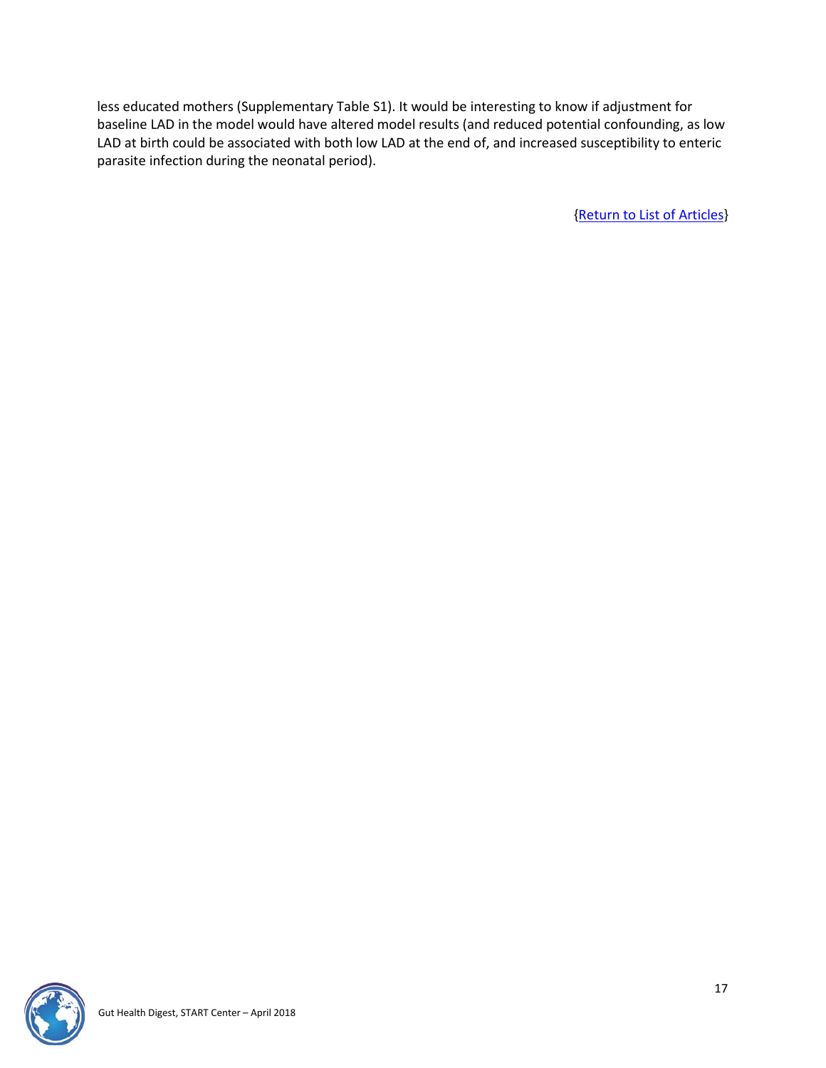less educated mothers (Supplementary Table S1). It would be interesting to know if adjustment for baseline LAD in the model would have altered model results (and reduced potential confounding, as low LAD at birth could be associated with both low LAD at the end of, and increased susceptibility to enteric parasite infection during the neonatal period).

{Return to List of Articles}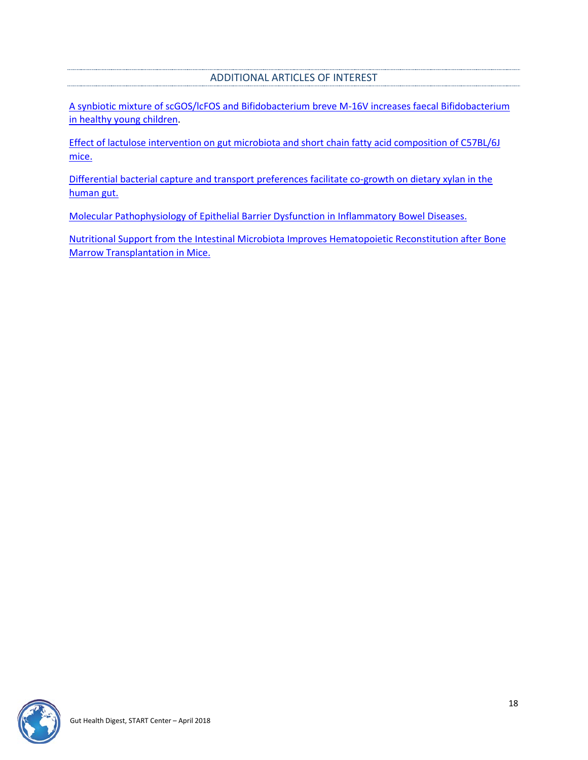## ADDITIONAL ARTICLES OF INTEREST

A synbiotic mixture of scGOS/lcFOS and Bifidobacterium breve M-16V increases faecal Bifidobacterium in healthy young children.

Effect of lactulose intervention on gut microbiota and short chain fatty acid composition of C57BL/6J mice.

Differential bacterial capture and transport preferences facilitate co-growth on dietary xylan in the human gut.

Molecular Pathophysiology of Epithelial Barrier Dysfunction in Inflammatory Bowel Diseases.

Nutritional Support from the Intestinal Microbiota Improves Hematopoietic Reconstitution after Bone Marrow Transplantation in Mice.